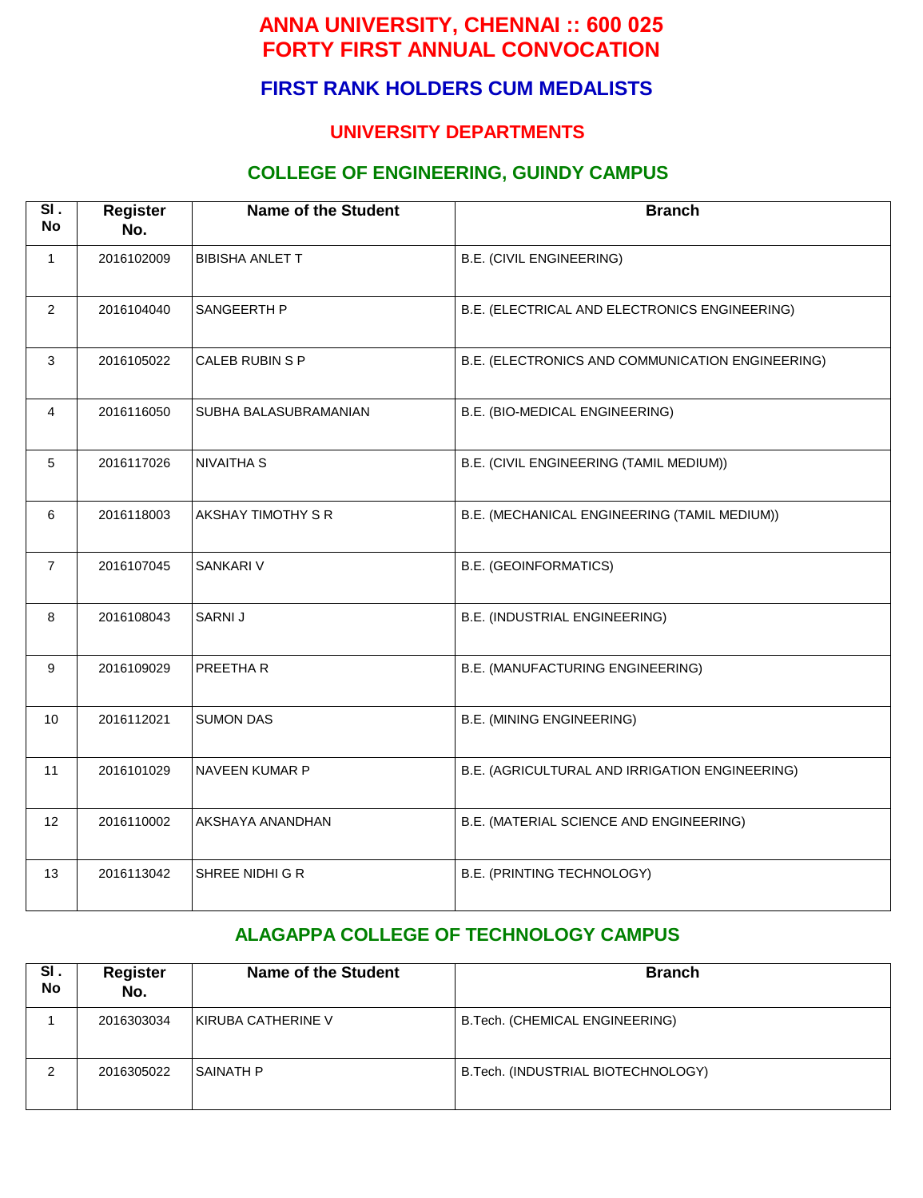# ANNA UNIVERSITY, CHENNAI :: 600 025
# FORTY FIRST ANNUAL CONVOCATION

## FIRST RANK HOLDERS CUM MEDALISTS

### UNIVERSITY DEPARTMENTS

### COLLEGE OF ENGINEERING, GUINDY CAMPUS

| Sl . No | Register No. | Name of the Student | Branch |
|---|---|---|---|
| 1 | 2016102009 | BIBISHA ANLET T | B.E. (CIVIL ENGINEERING) |
| 2 | 2016104040 | SANGEERTH P | B.E. (ELECTRICAL AND ELECTRONICS ENGINEERING) |
| 3 | 2016105022 | CALEB RUBIN S P | B.E. (ELECTRONICS AND COMMUNICATION ENGINEERING) |
| 4 | 2016116050 | SUBHA BALASUBRAMANIAN | B.E. (BIO-MEDICAL ENGINEERING) |
| 5 | 2016117026 | NIVAITHA S | B.E. (CIVIL ENGINEERING (TAMIL MEDIUM)) |
| 6 | 2016118003 | AKSHAY TIMOTHY S R | B.E. (MECHANICAL ENGINEERING (TAMIL MEDIUM)) |
| 7 | 2016107045 | SANKARI V | B.E. (GEOINFORMATICS) |
| 8 | 2016108043 | SARNI J | B.E. (INDUSTRIAL ENGINEERING) |
| 9 | 2016109029 | PREETHA R | B.E. (MANUFACTURING ENGINEERING) |
| 10 | 2016112021 | SUMON DAS | B.E. (MINING ENGINEERING) |
| 11 | 2016101029 | NAVEEN KUMAR P | B.E. (AGRICULTURAL AND IRRIGATION ENGINEERING) |
| 12 | 2016110002 | AKSHAYA ANANDHAN | B.E. (MATERIAL SCIENCE AND ENGINEERING) |
| 13 | 2016113042 | SHREE NIDHI G R | B.E. (PRINTING TECHNOLOGY) |

### ALAGAPPA COLLEGE OF TECHNOLOGY CAMPUS

| Sl . No | Register No. | Name of the Student | Branch |
|---|---|---|---|
| 1 | 2016303034 | KIRUBA CATHERINE V | B.Tech. (CHEMICAL ENGINEERING) |
| 2 | 2016305022 | SAINATH P | B.Tech. (INDUSTRIAL BIOTECHNOLOGY) |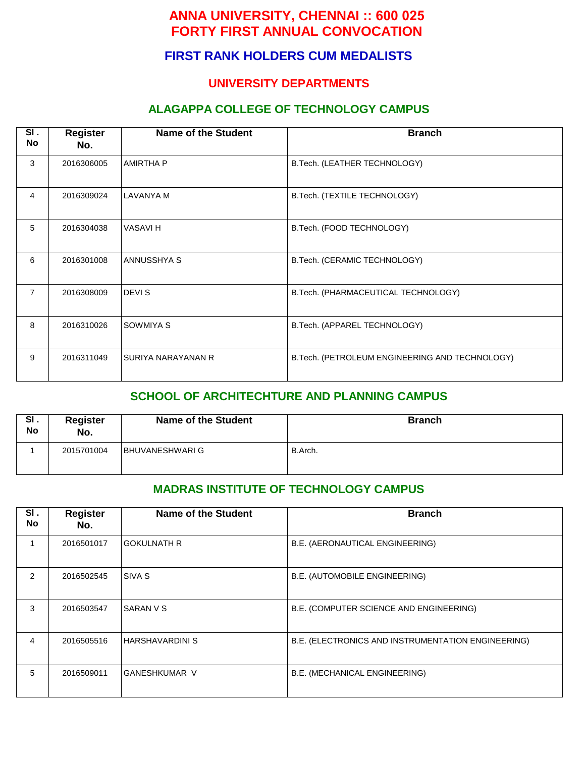# ANNA UNIVERSITY, CHENNAI :: 600 025
# FORTY FIRST ANNUAL CONVOCATION

## FIRST RANK HOLDERS CUM MEDALISTS

### UNIVERSITY DEPARTMENTS

### ALAGAPPA COLLEGE OF TECHNOLOGY CAMPUS

| Sl . No | Register No. | Name of the Student | Branch |
|---|---|---|---|
| 3 | 2016306005 | AMIRTHA P | B.Tech. (LEATHER TECHNOLOGY) |
| 4 | 2016309024 | LAVANYA M | B.Tech. (TEXTILE TECHNOLOGY) |
| 5 | 2016304038 | VASAVI H | B.Tech. (FOOD TECHNOLOGY) |
| 6 | 2016301008 | ANNUSSHYA S | B.Tech. (CERAMIC TECHNOLOGY) |
| 7 | 2016308009 | DEVI S | B.Tech. (PHARMACEUTICAL TECHNOLOGY) |
| 8 | 2016310026 | SOWMIYA S | B.Tech. (APPAREL TECHNOLOGY) |
| 9 | 2016311049 | SURIYA NARAYANAN R | B.Tech. (PETROLEUM ENGINEERING AND TECHNOLOGY) |

### SCHOOL OF ARCHITECHTURE AND PLANNING CAMPUS

| Sl . No | Register No. | Name of the Student | Branch |
|---|---|---|---|
| 1 | 2015701004 | BHUVANESHWARI G | B.Arch. |

### MADRAS INSTITUTE OF TECHNOLOGY CAMPUS

| Sl . No | Register No. | Name of the Student | Branch |
|---|---|---|---|
| 1 | 2016501017 | GOKULNATH R | B.E. (AERONAUTICAL ENGINEERING) |
| 2 | 2016502545 | SIVA S | B.E. (AUTOMOBILE ENGINEERING) |
| 3 | 2016503547 | SARAN V S | B.E. (COMPUTER SCIENCE AND ENGINEERING) |
| 4 | 2016505516 | HARSHAVARDINI S | B.E. (ELECTRONICS AND INSTRUMENTATION ENGINEERING) |
| 5 | 2016509011 | GANESHKUMAR V | B.E. (MECHANICAL ENGINEERING) |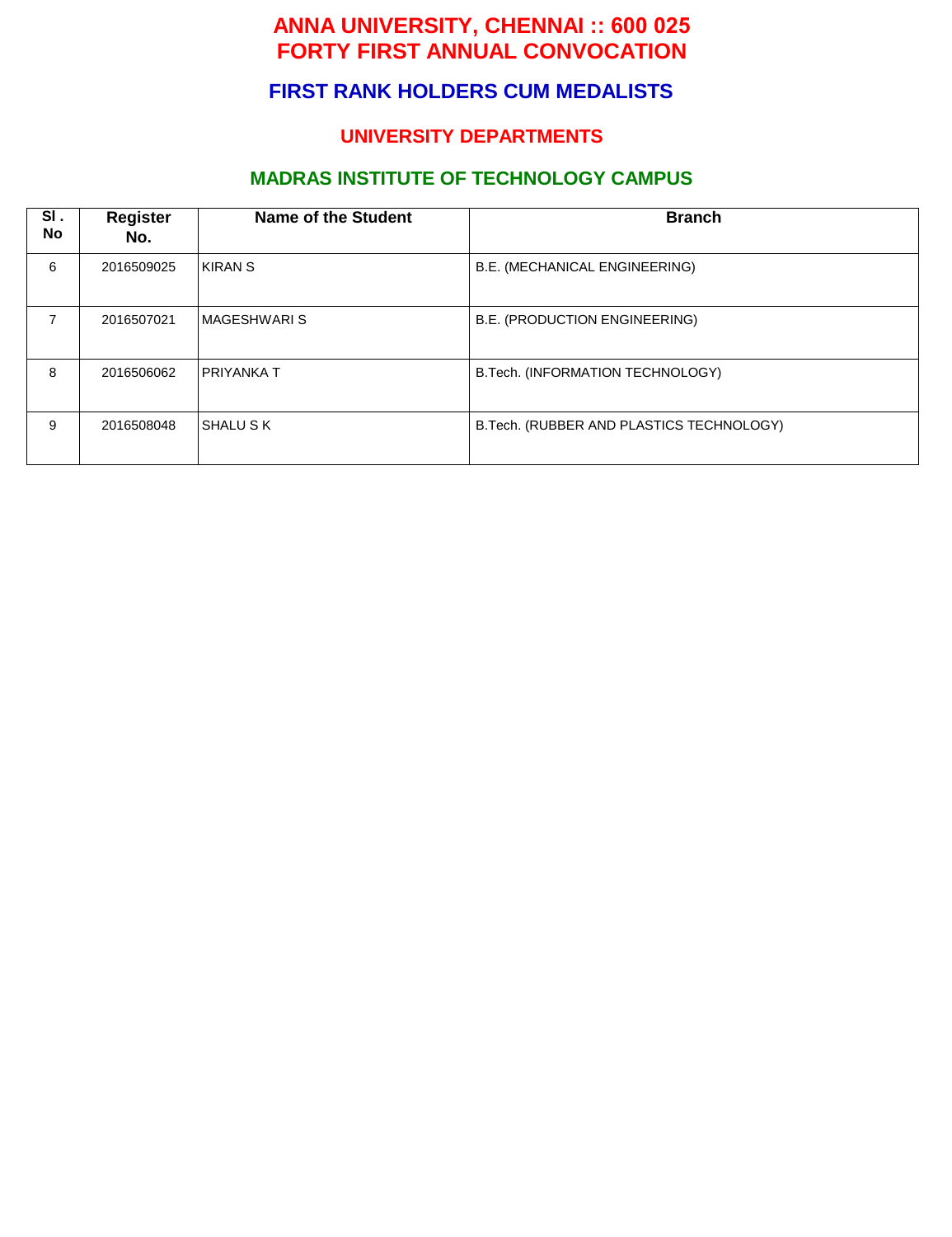# ANNA UNIVERSITY, CHENNAI :: 600 025
# FORTY FIRST ANNUAL CONVOCATION

## FIRST RANK HOLDERS CUM MEDALISTS

### UNIVERSITY DEPARTMENTS

### MADRAS INSTITUTE OF TECHNOLOGY CAMPUS

| Sl . No | Register No. | Name of the Student | Branch |
|---|---|---|---|
| 6 | 2016509025 | KIRAN S | B.E. (MECHANICAL ENGINEERING) |
| 7 | 2016507021 | MAGESHWARI S | B.E. (PRODUCTION ENGINEERING) |
| 8 | 2016506062 | PRIYANKA T | B.Tech. (INFORMATION TECHNOLOGY) |
| 9 | 2016508048 | SHALU S K | B.Tech. (RUBBER AND PLASTICS TECHNOLOGY) |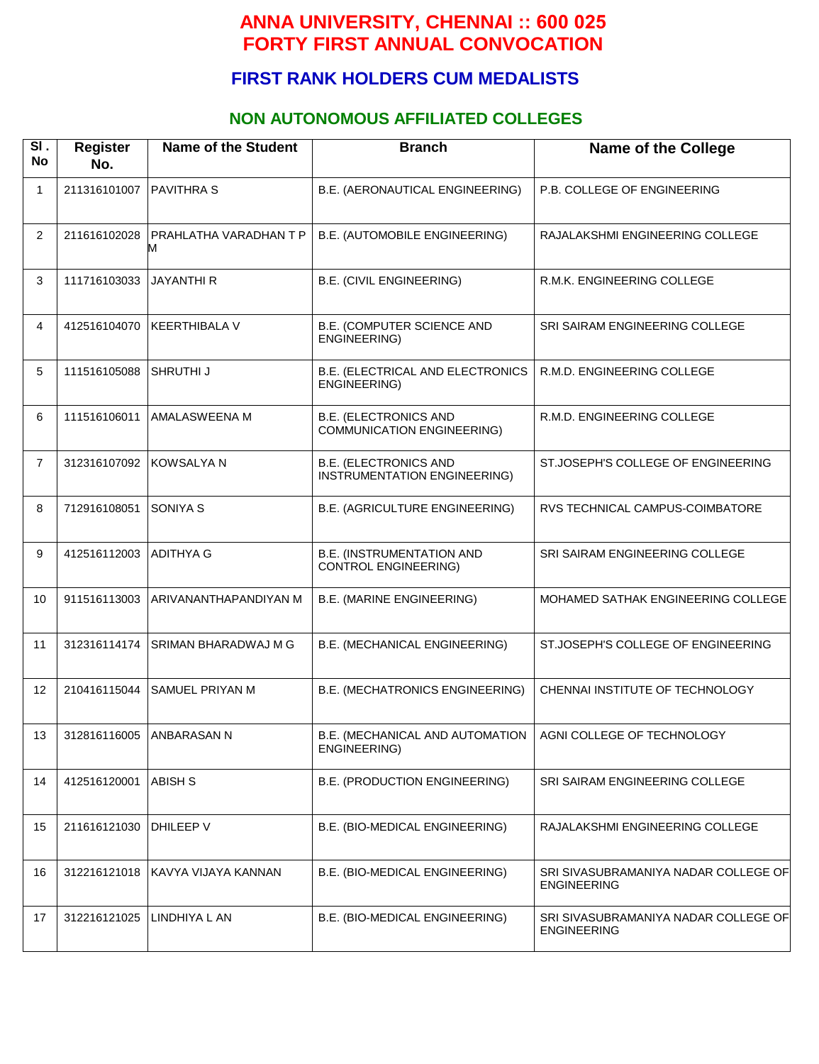# ANNA UNIVERSITY, CHENNAI :: 600 025
# FORTY FIRST ANNUAL CONVOCATION

## FIRST RANK HOLDERS CUM MEDALISTS

### NON AUTONOMOUS AFFILIATED COLLEGES

| Sl . No | Register No. | Name of the Student | Branch | Name of the College |
|---|---|---|---|---|
| 1 | 211316101007 | PAVITHRA S | B.E. (AERONAUTICAL ENGINEERING) | P.B. COLLEGE OF ENGINEERING |
| 2 | 211616102028 | PRAHLATHA VARADHAN T P M | B.E. (AUTOMOBILE ENGINEERING) | RAJALAKSHMI ENGINEERING COLLEGE |
| 3 | 111716103033 | JAYANTHI R | B.E. (CIVIL ENGINEERING) | R.M.K. ENGINEERING COLLEGE |
| 4 | 412516104070 | KEERTHIBALA V | B.E. (COMPUTER SCIENCE AND ENGINEERING) | SRI SAIRAM ENGINEERING COLLEGE |
| 5 | 111516105088 | SHRUTHI J | B.E. (ELECTRICAL AND ELECTRONICS ENGINEERING) | R.M.D. ENGINEERING COLLEGE |
| 6 | 111516106011 | AMALASWEENA M | B.E. (ELECTRONICS AND COMMUNICATION ENGINEERING) | R.M.D. ENGINEERING COLLEGE |
| 7 | 312316107092 | KOWSALYA N | B.E. (ELECTRONICS AND INSTRUMENTATION ENGINEERING) | ST.JOSEPH'S COLLEGE OF ENGINEERING |
| 8 | 712916108051 | SONIYA S | B.E. (AGRICULTURE ENGINEERING) | RVS TECHNICAL CAMPUS-COIMBATORE |
| 9 | 412516112003 | ADITHYA G | B.E. (INSTRUMENTATION AND CONTROL ENGINEERING) | SRI SAIRAM ENGINEERING COLLEGE |
| 10 | 911516113003 | ARIVANANTHAPANDIYAN M | B.E. (MARINE ENGINEERING) | MOHAMED SATHAK ENGINEERING COLLEGE |
| 11 | 312316114174 | SRIMAN BHARADWAJ M G | B.E. (MECHANICAL ENGINEERING) | ST.JOSEPH'S COLLEGE OF ENGINEERING |
| 12 | 210416115044 | SAMUEL PRIYAN M | B.E. (MECHATRONICS ENGINEERING) | CHENNAI INSTITUTE OF TECHNOLOGY |
| 13 | 312816116005 | ANBARASAN N | B.E. (MECHANICAL AND AUTOMATION ENGINEERING) | AGNI COLLEGE OF TECHNOLOGY |
| 14 | 412516120001 | ABISH S | B.E. (PRODUCTION ENGINEERING) | SRI SAIRAM ENGINEERING COLLEGE |
| 15 | 211616121030 | DHILEEP V | B.E. (BIO-MEDICAL ENGINEERING) | RAJALAKSHMI ENGINEERING COLLEGE |
| 16 | 312216121018 | KAVYA VIJAYA KANNAN | B.E. (BIO-MEDICAL ENGINEERING) | SRI SIVASUBRAMANIYA NADAR COLLEGE OF ENGINEERING |
| 17 | 312216121025 | LINDHIYA L AN | B.E. (BIO-MEDICAL ENGINEERING) | SRI SIVASUBRAMANIYA NADAR COLLEGE OF ENGINEERING |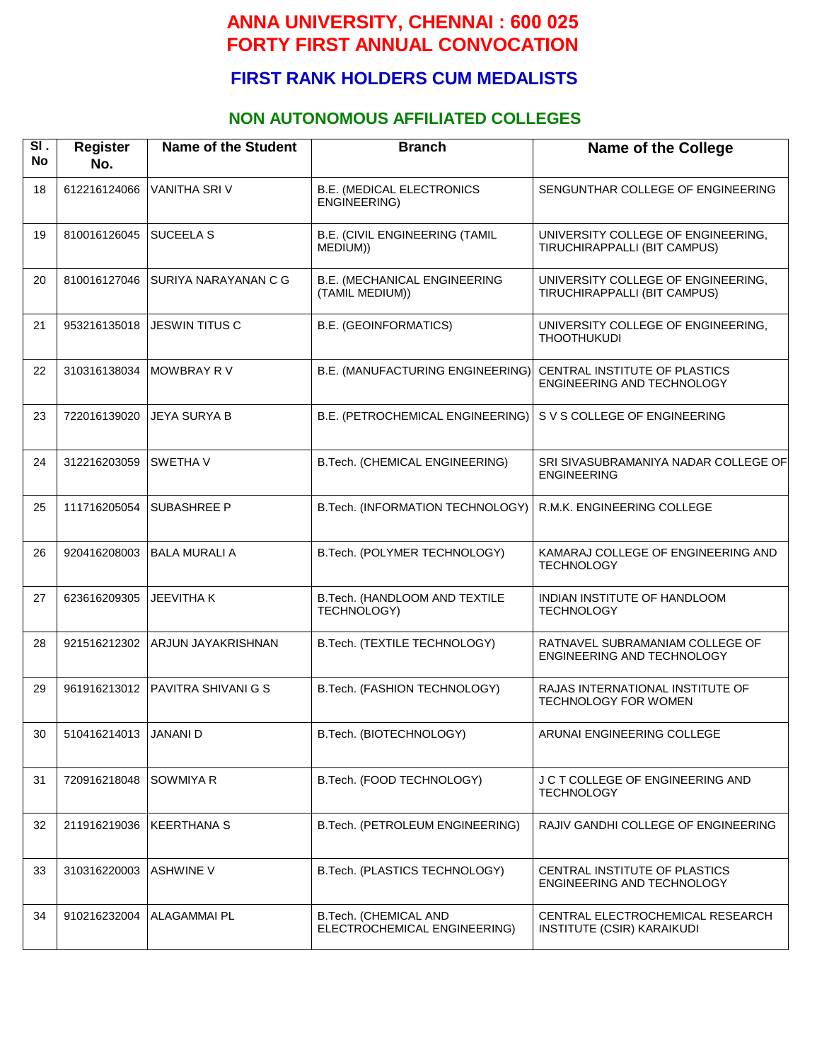# ANNA UNIVERSITY, CHENNAI : 600 025
# FORTY FIRST ANNUAL CONVOCATION

## FIRST RANK HOLDERS CUM MEDALISTS

### NON AUTONOMOUS AFFILIATED COLLEGES

| Sl . No | Register No. | Name of the Student | Branch | Name of the College |
|---|---|---|---|---|
| 18 | 612216124066 | VANITHA SRI V | B.E. (MEDICAL ELECTRONICS ENGINEERING) | SENGUNTHAR COLLEGE OF ENGINEERING |
| 19 | 810016126045 | SUCEELA S | B.E. (CIVIL ENGINEERING (TAMIL MEDIUM)) | UNIVERSITY COLLEGE OF ENGINEERING, TIRUCHIRAPPALLI (BIT CAMPUS) |
| 20 | 810016127046 | SURIYA NARAYANAN C G | B.E. (MECHANICAL ENGINEERING (TAMIL MEDIUM)) | UNIVERSITY COLLEGE OF ENGINEERING, TIRUCHIRAPPALLI (BIT CAMPUS) |
| 21 | 953216135018 | JESWIN TITUS C | B.E. (GEOINFORMATICS) | UNIVERSITY COLLEGE OF ENGINEERING, THOOTHUKUDI |
| 22 | 310316138034 | MOWBRAY R V | B.E. (MANUFACTURING ENGINEERING) | CENTRAL INSTITUTE OF PLASTICS ENGINEERING AND TECHNOLOGY |
| 23 | 722016139020 | JEYA SURYA B | B.E. (PETROCHEMICAL ENGINEERING) | S V S COLLEGE OF ENGINEERING |
| 24 | 312216203059 | SWETHA V | B.Tech. (CHEMICAL ENGINEERING) | SRI SIVASUBRAMANIYA NADAR COLLEGE OF ENGINEERING |
| 25 | 111716205054 | SUBASHREE P | B.Tech. (INFORMATION TECHNOLOGY) | R.M.K. ENGINEERING COLLEGE |
| 26 | 920416208003 | BALA MURALI A | B.Tech. (POLYMER TECHNOLOGY) | KAMARAJ COLLEGE OF ENGINEERING AND TECHNOLOGY |
| 27 | 623616209305 | JEEVITHA K | B.Tech. (HANDLOOM AND TEXTILE TECHNOLOGY) | INDIAN INSTITUTE OF HANDLOOM TECHNOLOGY |
| 28 | 921516212302 | ARJUN JAYAKRISHNAN | B.Tech. (TEXTILE TECHNOLOGY) | RATNAVEL SUBRAMANIAM COLLEGE OF ENGINEERING AND TECHNOLOGY |
| 29 | 961916213012 | PAVITRA SHIVANI G S | B.Tech. (FASHION TECHNOLOGY) | RAJAS INTERNATIONAL INSTITUTE OF TECHNOLOGY FOR WOMEN |
| 30 | 510416214013 | JANANI D | B.Tech. (BIOTECHNOLOGY) | ARUNAI ENGINEERING COLLEGE |
| 31 | 720916218048 | SOWMIYA R | B.Tech. (FOOD TECHNOLOGY) | J C T COLLEGE OF ENGINEERING AND TECHNOLOGY |
| 32 | 211916219036 | KEERTHANA S | B.Tech. (PETROLEUM ENGINEERING) | RAJIV GANDHI COLLEGE OF ENGINEERING |
| 33 | 310316220003 | ASHWINE V | B.Tech. (PLASTICS TECHNOLOGY) | CENTRAL INSTITUTE OF PLASTICS ENGINEERING AND TECHNOLOGY |
| 34 | 910216232004 | ALAGAMMAI PL | B.Tech. (CHEMICAL AND ELECTROCHEMICAL ENGINEERING) | CENTRAL ELECTROCHEMICAL RESEARCH INSTITUTE (CSIR) KARAIKUDI |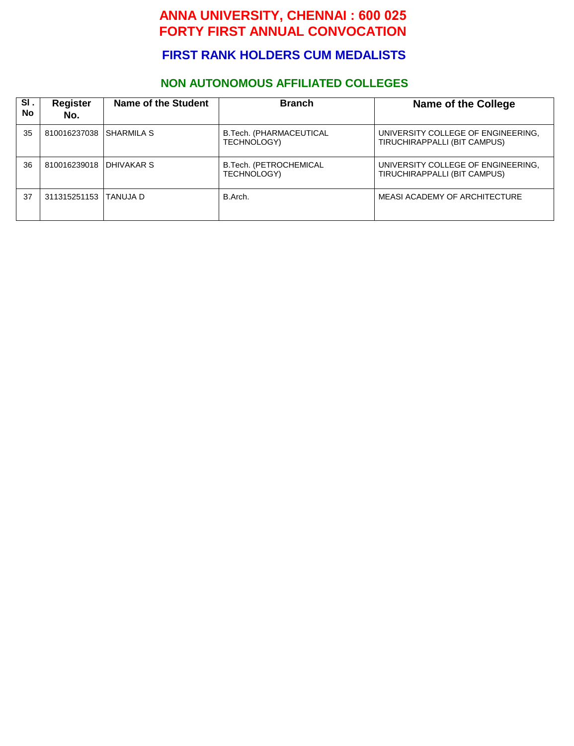# ANNA UNIVERSITY, CHENNAI : 600 025
# FORTY FIRST ANNUAL CONVOCATION

## FIRST RANK HOLDERS CUM MEDALISTS

### NON AUTONOMOUS AFFILIATED COLLEGES

| Sl . No | Register No. | Name of the Student | Branch | Name of the College |
|---|---|---|---|---|
| 35 | 810016237038 | SHARMILA S | B.Tech. (PHARMACEUTICAL TECHNOLOGY) | UNIVERSITY COLLEGE OF ENGINEERING, TIRUCHIRAPPALLI (BIT CAMPUS) |
| 36 | 810016239018 | DHIVAKAR S | B.Tech. (PETROCHEMICAL TECHNOLOGY) | UNIVERSITY COLLEGE OF ENGINEERING, TIRUCHIRAPPALLI (BIT CAMPUS) |
| 37 | 311315251153 | TANUJA D | B.Arch. | MEASI ACADEMY OF ARCHITECTURE |